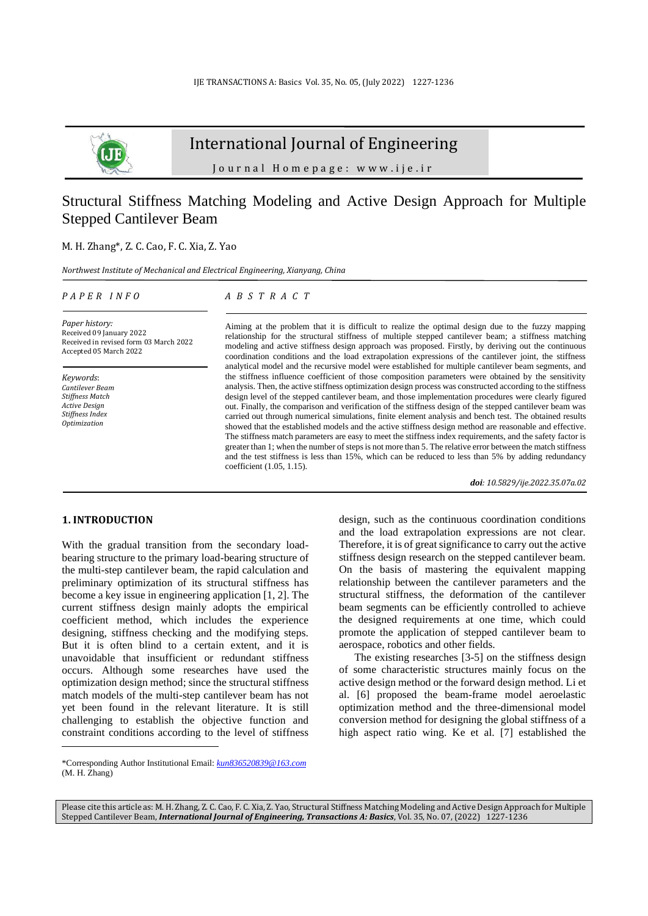# Structural Stiffness Matching Modeling and Active Design Approach for Multiple Stepped Cantilever Beam

M. H. Zhang*, Z. C. Cao, F. C. Xia, Z. Yao

*Northwest Institute of Mechanical and Electrical Engineering, Xianyang, China*

## PAPER INFO

*Paper history:*
Received 09 January 2022
Received in revised form 03 March 2022
Accepted 05 March 2022

*Keywords*:
*Cantilever Beam*
*Stiffness Match*
*Active Design*
*Stiffness Index*
*Optimization*

## ABSTRACT

Aiming at the problem that it is difficult to realize the optimal design due to the fuzzy mapping relationship for the structural stiffness of multiple stepped cantilever beam; a stiffness matching modeling and active stiffness design approach was proposed. Firstly, by deriving out the continuous coordination conditions and the load extrapolation expressions of the cantilever joint, the stiffness analytical model and the recursive model were established for multiple cantilever beam segments, and the stiffness influence coefficient of those composition parameters were obtained by the sensitivity analysis. Then, the active stiffness optimization design process was constructed according to the stiffness design level of the stepped cantilever beam, and those implementation procedures were clearly figured out. Finally, the comparison and verification of the stiffness design of the stepped cantilever beam was carried out through numerical simulations, finite element analysis and bench test. The obtained results showed that the established models and the active stiffness design method are reasonable and effective. The stiffness match parameters are easy to meet the stiffness index requirements, and the safety factor is greater than 1; when the number of steps is not more than 5. The relative error between the match stiffness and the test stiffness is less than 15%, which can be reduced to less than 5% by adding redundancy coefficient (1.05, 1.15).

***doi**: 10.5829/ije.2022.35.07a.02*

## 1. INTRODUCTION

With the gradual transition from the secondary load-bearing structure to the primary load-bearing structure of the multi-step cantilever beam, the rapid calculation and preliminary optimization of its structural stiffness has become a key issue in engineering application [1, 2]. The current stiffness design mainly adopts the empirical coefficient method, which includes the experience designing, stiffness checking and the modifying steps. But it is often blind to a certain extent, and it is unavoidable that insufficient or redundant stiffness occurs. Although some researches have used the optimization design method; since the structural stiffness match models of the multi-step cantilever beam has not yet been found in the relevant literature. It is still challenging to establish the objective function and constraint conditions according to the level of stiffness design, such as the continuous coordination conditions and the load extrapolation expressions are not clear. Therefore, it is of great significance to carry out the active stiffness design research on the stepped cantilever beam. On the basis of mastering the equivalent mapping relationship between the cantilever parameters and the structural stiffness, the deformation of the cantilever beam segments can be efficiently controlled to achieve the designed requirements at one time, which could promote the application of stepped cantilever beam to aerospace, robotics and other fields.

The existing researches [3-5] on the stiffness design of some characteristic structures mainly focus on the active design method or the forward design method. Li et al. [6] proposed the beam-frame model aeroelastic optimization method and the three-dimensional model conversion method for designing the global stiffness of a high aspect ratio wing. Ke et al. [7] established the

*Corresponding Author Institutional Email: kun836520839@163.com (M. H. Zhang)

Please cite this article as: M. H. Zhang, Z. C. Cao, F. C. Xia, Z. Yao, Structural Stiffness Matching Modeling and Active Design Approach for Multiple Stepped Cantilever Beam, ***International Journal of Engineering, Transactions A: Basics***, Vol. 35, No. 07, (2022) 1227-1236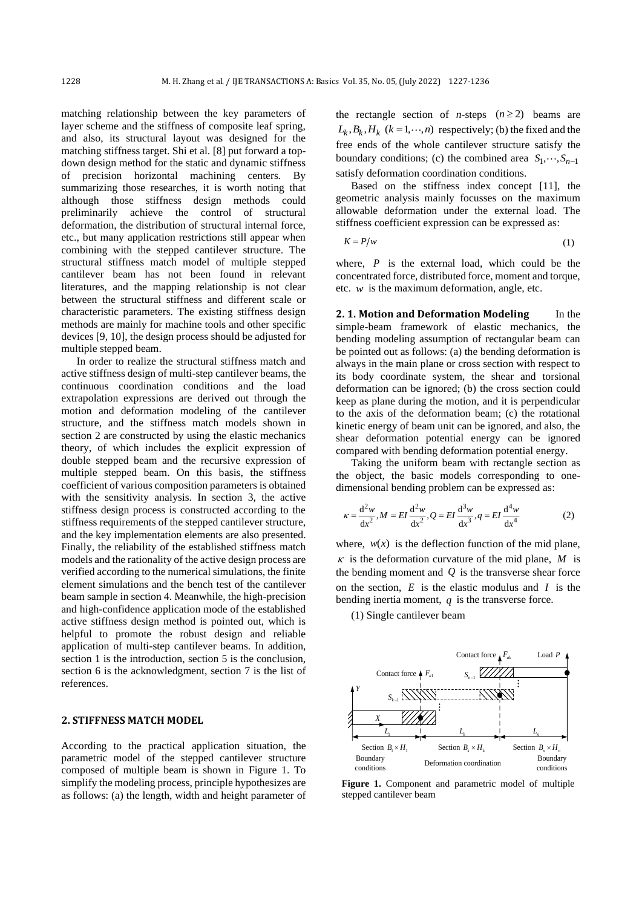matching relationship between the key parameters of layer scheme and the stiffness of composite leaf spring, and also, its structural layout was designed for the matching stiffness target. Shi et al. [8] put forward a top-down design method for the static and dynamic stiffness of precision horizontal machining centers. By summarizing those researches, it is worth noting that although those stiffness design methods could preliminarily achieve the control of structural deformation, the distribution of structural internal force, etc., but many application restrictions still appear when combining with the stepped cantilever structure. The structural stiffness match model of multiple stepped cantilever beam has not been found in relevant literatures, and the mapping relationship is not clear between the structural stiffness and different scale or characteristic parameters. The existing stiffness design methods are mainly for machine tools and other specific devices [9, 10], the design process should be adjusted for multiple stepped beam.

In order to realize the structural stiffness match and active stiffness design of multi-step cantilever beams, the continuous coordination conditions and the load extrapolation expressions are derived out through the motion and deformation modeling of the cantilever structure, and the stiffness match models shown in section 2 are constructed by using the elastic mechanics theory, of which includes the explicit expression of double stepped beam and the recursive expression of multiple stepped beam. On this basis, the stiffness coefficient of various composition parameters is obtained with the sensitivity analysis. In section 3, the active stiffness design process is constructed according to the stiffness requirements of the stepped cantilever structure, and the key implementation elements are also presented. Finally, the reliability of the established stiffness match models and the rationality of the active design process are verified according to the numerical simulations, the finite element simulations and the bench test of the cantilever beam sample in section 4. Meanwhile, the high-precision and high-confidence application mode of the established active stiffness design method is pointed out, which is helpful to promote the robust design and reliable application of multi-step cantilever beams. In addition, section 1 is the introduction, section 5 is the conclusion, section 6 is the acknowledgment, section 7 is the list of references.

## 2. STIFFNESS MATCH MODEL

According to the practical application situation, the parametric model of the stepped cantilever structure composed of multiple beam is shown in Figure 1. To simplify the modeling process, principle hypothesizes are as follows: (a) the length, width and height parameter of the rectangle section of *n*-steps $(n \geq 2)$ beams are $L_k, B_k, H_k$ $(k = 1, \cdots, n)$ respectively; (b) the fixed and the free ends of the whole cantilever structure satisfy the boundary conditions; (c) the combined area $S_1, \cdots, S_{n-1}$ satisfy deformation coordination conditions.

Based on the stiffness index concept [11], the geometric analysis mainly focusses on the maximum allowable deformation under the external load. The stiffness coefficient expression can be expressed as:

$$K = P/w \tag{1}$$

where, $P$ is the external load, which could be the concentrated force, distributed force, moment and torque, etc. $w$ is the maximum deformation, angle, etc.

**2. 1. Motion and Deformation Modeling** In the simple-beam framework of elastic mechanics, the bending modeling assumption of rectangular beam can be pointed out as follows: (a) the bending deformation is always in the main plane or cross section with respect to its body coordinate system, the shear and torsional deformation can be ignored; (b) the cross section could keep as plane during the motion, and it is perpendicular to the axis of the deformation beam; (c) the rotational kinetic energy of beam unit can be ignored, and also, the shear deformation potential energy can be ignored compared with bending deformation potential energy.

Taking the uniform beam with rectangle section as the object, the basic models corresponding to one-dimensional bending problem can be expressed as:

$$\kappa = \frac{\mathrm{d}^2 w}{\mathrm{d}x^2}, M = EI\frac{\mathrm{d}^2 w}{\mathrm{d}x^2}, Q = EI\frac{\mathrm{d}^3 w}{\mathrm{d}x^3}, q = EI\frac{\mathrm{d}^4 w}{\mathrm{d}x^4} \tag{2}$$

where, $w(x)$ is the deflection function of the mid plane, $\kappa$ is the deformation curvature of the mid plane, $M$ is the bending moment and $Q$ is the transverse shear force on the section, $E$ is the elastic modulus and $I$ is the bending inertia moment, $q$ is the transverse force.

(1) Single cantilever beam

**Figure 1.** Component and parametric model of multiple stepped cantilever beam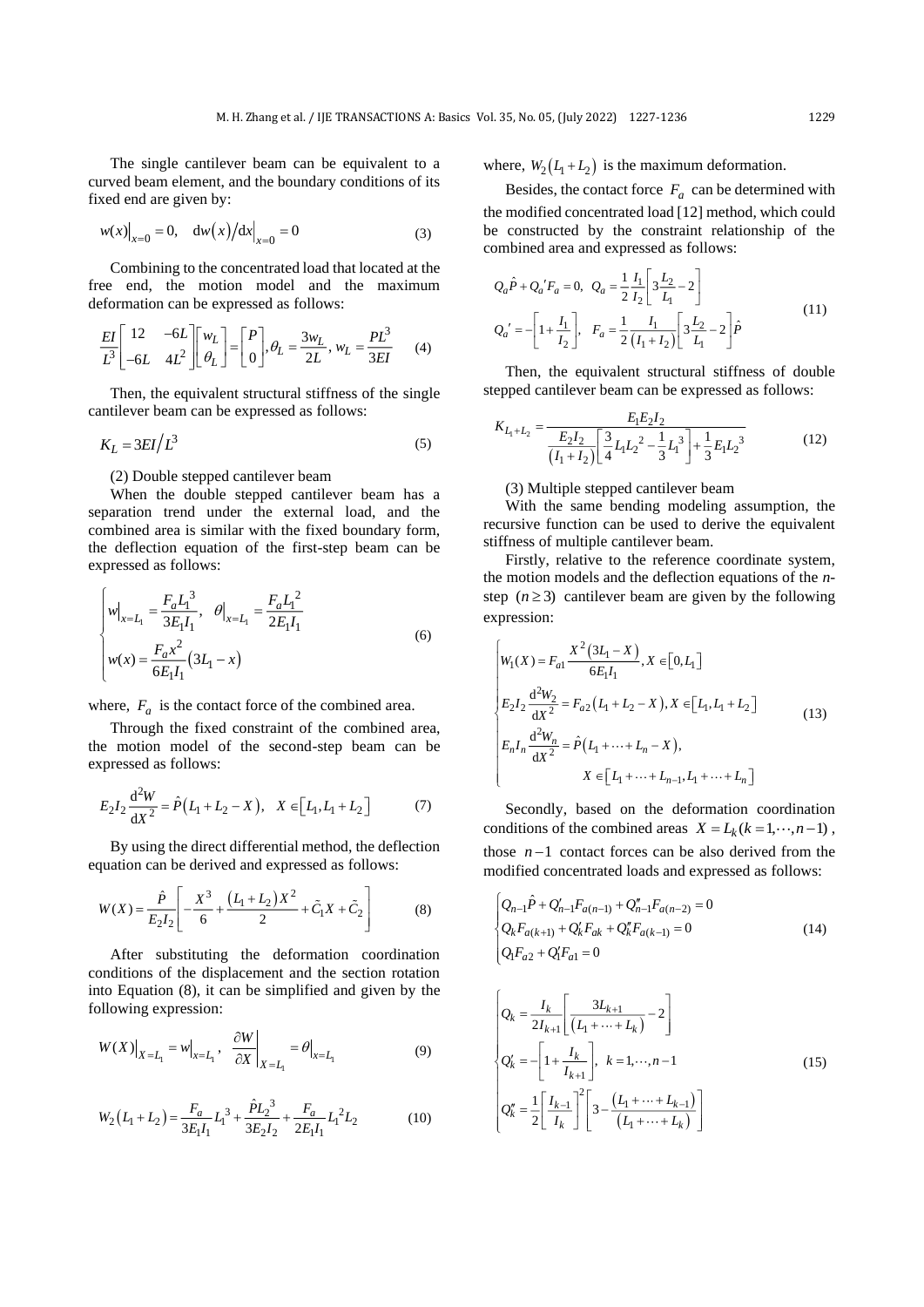The single cantilever beam can be equivalent to a curved beam element, and the boundary conditions of its fixed end are given by:

$$w(x)\big|_{x=0}=0,\quad \mathrm{d}w(x)/\mathrm{d}x\big|_{x=0}=0 \tag{3}$$

Combining to the concentrated load that located at the free end, the motion model and the maximum deformation can be expressed as follows:

$$\frac{EI}{L^3}\begin{bmatrix}12 & -6L\\ -6L & 4L^2\end{bmatrix}\begin{bmatrix}w_L\\ \theta_L\end{bmatrix}=\begin{bmatrix}P\\ 0\end{bmatrix},\theta_L=\frac{3w_L}{2L},\ w_L=\frac{PL^3}{3EI} \tag{4}$$

Then, the equivalent structural stiffness of the single cantilever beam can be expressed as follows:

$$K_L=3EI/L^3 \tag{5}$$

(2) Double stepped cantilever beam

When the double stepped cantilever beam has a separation trend under the external load, and the combined area is similar with the fixed boundary form, the deflection equation of the first-step beam can be expressed as follows:

$$\begin{cases} w\big|_{x=L_1}=\dfrac{F_a {L_1}^3}{3E_1I_1},\quad \theta\big|_{x=L_1}=\dfrac{F_a {L_1}^2}{2E_1I_1}\\ w(x)=\dfrac{F_a x^2}{6E_1I_1}\left(3L_1-x\right)\end{cases} \tag{6}$$

where, $F_a$ is the contact force of the combined area.

Through the fixed constraint of the combined area, the motion model of the second-step beam can be expressed as follows:

$$E_2I_2\frac{\mathrm{d}^2W}{\mathrm{d}X^2}=\hat{P}\left(L_1+L_2-X\right),\quad X\in\left[L_1,L_1+L_2\right] \tag{7}$$

By using the direct differential method, the deflection equation can be derived and expressed as follows:

$$W(X)=\frac{\hat{P}}{E_2I_2}\left[-\frac{X^3}{6}+\frac{\left(L_1+L_2\right)X^2}{2}+\tilde{C}_1X+\tilde{C}_2\right] \tag{8}$$

After substituting the deformation coordination conditions of the displacement and the section rotation into Equation (8), it can be simplified and given by the following expression:

$$W(X)\big|_{X=L_1}=w\big|_{x=L_1},\quad \frac{\partial W}{\partial X}\bigg|_{X=L_1}=\theta\big|_{x=L_1} \tag{9}$$

$$W_2\left(L_1+L_2\right)=\frac{F_a}{3E_1I_1}{L_1}^3+\frac{\hat{P}{L_2}^3}{3E_2I_2}+\frac{F_a}{2E_1I_1}{L_1}^2L_2 \tag{10}$$

where, $W_2\left(L_1+L_2\right)$ is the maximum deformation.

Besides, the contact force $F_a$ can be determined with the modified concentrated load [12] method, which could be constructed by the constraint relationship of the combined area and expressed as follows:

$$\begin{aligned} &Q_a\hat{P}+{Q_a}'F_a=0,\ \ Q_a=\frac{1}{2}\frac{I_1}{I_2}\left[3\frac{L_2}{L_1}-2\right]\\ &{Q_a}'=-\left[1+\frac{I_1}{I_2}\right],\ \ F_a=\frac{1}{2}\frac{I_1}{\left(I_1+I_2\right)}\left[3\frac{L_2}{L_1}-2\right]\hat{P}\end{aligned} \tag{11}$$

Then, the equivalent structural stiffness of double stepped cantilever beam can be expressed as follows:

$$K_{L_1+L_2}=\frac{E_1E_2I_2}{\dfrac{E_2I_2}{\left(I_1+I_2\right)}\left[\dfrac{3}{4}L_1{L_2}^2-\dfrac{1}{3}{L_1}^3\right]+\dfrac{1}{3}E_1{L_2}^3} \tag{12}$$

(3) Multiple stepped cantilever beam

With the same bending modeling assumption, the recursive function can be used to derive the equivalent stiffness of multiple cantilever beam.

Firstly, relative to the reference coordinate system, the motion models and the deflection equations of the *n*-step $(n\geq 3)$ cantilever beam are given by the following expression:

$$\begin{cases} W_1(X)=F_{a1}\dfrac{X^2\left(3L_1-X\right)}{6E_1I_1},X\in\left[0,L_1\right]\\ E_2I_2\dfrac{\mathrm{d}^2W_2}{\mathrm{d}X^2}=F_{a2}\left(L_1+L_2-X\right),X\in\left[L_1,L_1+L_2\right]\\ E_nI_n\dfrac{\mathrm{d}^2W_n}{\mathrm{d}X^2}=\hat{P}\left(L_1+\cdots+L_n-X\right),\\ \qquad\qquad X\in\left[L_1+\cdots+L_{n-1},L_1+\cdots+L_n\right]\end{cases} \tag{13}$$

Secondly, based on the deformation coordination conditions of the combined areas $X=L_k(k=1,\cdots,n-1)$, those $n-1$ contact forces can be also derived from the modified concentrated loads and expressed as follows:

$$\begin{cases} Q_{n-1}\hat{P}+Q'_{n-1}F_{a(n-1)}+Q''_{n-1}F_{a(n-2)}=0\\ Q_kF_{a(k+1)}+Q'_kF_{ak}+Q''_kF_{a(k-1)}=0\\ Q_1F_{a2}+Q'_1F_{a1}=0\end{cases} \tag{14}$$

$$\begin{cases} Q_k=\dfrac{I_k}{2I_{k+1}}\left[\dfrac{3L_{k+1}}{\left(L_1+\cdots+L_k\right)}-2\right]\\ Q'_k=-\left[1+\dfrac{I_k}{I_{k+1}}\right],\ \ k=1,\cdots,n-1\\ Q''_k=\dfrac{1}{2}\left[\dfrac{I_{k-1}}{I_k}\right]^2\left[3-\dfrac{\left(L_1+\cdots+L_{k-1}\right)}{\left(L_1+\cdots+L_k\right)}\right]\end{cases} \tag{15}$$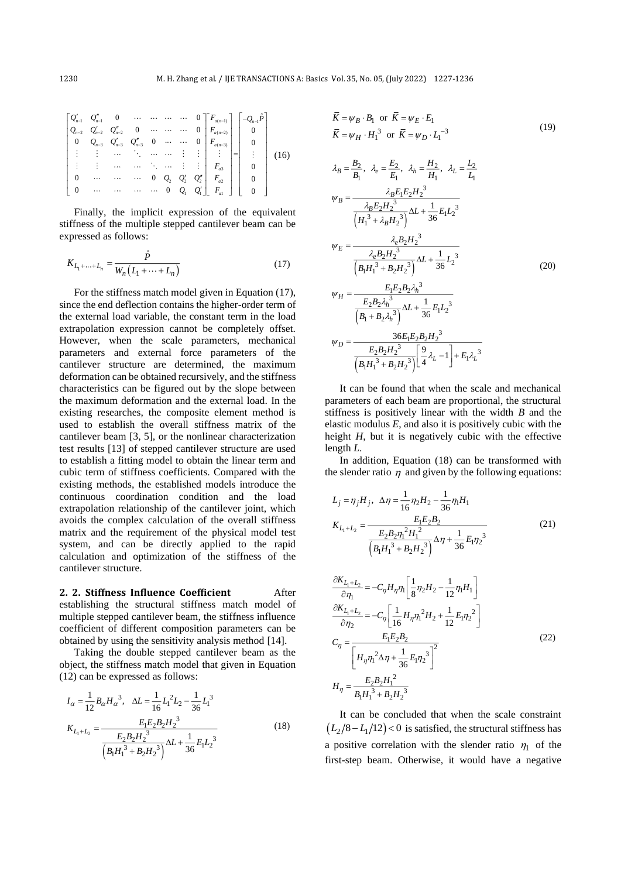$$
\begin{bmatrix}
Q'_{n-1} & Q''_{n-1} & 0 & \cdots & \cdots & \cdots & \cdots & 0 \\
Q_{n-2} & Q'_{n-2} & Q''_{n-2} & 0 & \cdots & \cdots & \cdots & 0 \\
0 & Q_{n-3} & Q'_{n-3} & Q''_{n-3} & 0 & \cdots & \cdots & 0 \\
\vdots & \vdots & \cdots & \ddots & \cdots & \cdots & \vdots & \vdots \\
\vdots & \vdots & \cdots & \cdots & \ddots & \cdots & \vdots & \vdots \\
0 & \cdots & \cdots & \cdots & 0 & Q_2 & Q'_2 & Q''_2 \\
0 & \cdots & \cdots & \cdots & \cdots & 0 & Q_1 & Q'_1
\end{bmatrix}
\begin{bmatrix}
F_{a(n-1)} \\ F_{a(n-2)} \\ F_{a(n-3)} \\ \vdots \\ F_{a3} \\ F_{a2} \\ F_{a1}
\end{bmatrix}
=
\begin{bmatrix}
-Q_{n-1}\hat{P} \\ 0 \\ 0 \\ \vdots \\ 0 \\ 0 \\ 0
\end{bmatrix}
\tag{16}
$$

Finally, the implicit expression of the equivalent stiffness of the multiple stepped cantilever beam can be expressed as follows:

$$
K_{L_1+\dots+L_n} = \frac{\hat{P}}{W_n\left(L_1+\cdots+L_n\right)} \tag{17}
$$

For the stiffness match model given in Equation (17), since the end deflection contains the higher-order term of the external load variable, the constant term in the load extrapolation expression cannot be completely offset. However, when the scale parameters, mechanical parameters and external force parameters of the cantilever structure are determined, the maximum deformation can be obtained recursively, and the stiffness characteristics can be figured out by the slope between the maximum deformation and the external load. In the existing researches, the composite element method is used to establish the overall stiffness matrix of the cantilever beam [3, 5], or the nonlinear characterization test results [13] of stepped cantilever structure are used to establish a fitting model to obtain the linear term and cubic term of stiffness coefficients. Compared with the existing methods, the established models introduce the continuous coordination condition and the load extrapolation relationship of the cantilever joint, which avoids the complex calculation of the overall stiffness matrix and the requirement of the physical model test system, and can be directly applied to the rapid calculation and optimization of the stiffness of the cantilever structure.

**2. 2. Stiffness Influence Coefficient** After establishing the structural stiffness match model of multiple stepped cantilever beam, the stiffness influence coefficient of different composition parameters can be obtained by using the sensitivity analysis method [14].

Taking the double stepped cantilever beam as the object, the stiffness match model that given in Equation (12) can be expressed as follows:

$$
\begin{aligned}
& I_\alpha = \frac{1}{12}B_\alpha {H_\alpha}^3, \quad \Delta L = \frac{1}{16}{L_1}^2 L_2 - \frac{1}{36}{L_1}^3 \\
& K_{L_1+L_2} = \frac{E_1E_2B_2{H_2}^3}{\dfrac{E_2B_2{H_2}^3}{\left({B_1H_1}^3+{B_2H_2}^3\right)}\Delta L + \dfrac{1}{36}E_1{L_2}^3}
\end{aligned}
\tag{18}
$$

$$
\begin{aligned}
& \bar{K} = \psi_B \cdot B_1 \ \text{ or } \ \bar{K} = \psi_E \cdot E_1 \\
& \bar{K} = \psi_H \cdot {H_1}^3 \ \text{ or } \ \bar{K} = \psi_D \cdot {L_1}^{-3}
\end{aligned}
\tag{19}
$$

$$
\begin{aligned}
& \lambda_B = \frac{B_2}{B_1}, \ \lambda_e = \frac{E_2}{E_1}, \ \lambda_h = \frac{H_2}{H_1}, \ \lambda_L = \frac{L_2}{L_1} \\
& \psi_B = \frac{\lambda_B E_1 E_2 {H_2}^3}{\dfrac{\lambda_B E_2 {H_2}^3}{\left({H_1}^3+\lambda_B {H_2}^3\right)}\Delta L + \dfrac{1}{36}E_1{L_2}^3} \\
& \psi_E = \frac{\lambda_e B_2 {H_2}^3}{\dfrac{\lambda_e B_2 {H_2}^3}{\left(B_1{H_1}^3+B_2{H_2}^3\right)}\Delta L + \dfrac{1}{36}{L_2}^3} \\
& \psi_H = \frac{E_1E_2B_2{\lambda_h}^3}{\dfrac{E_2B_2{\lambda_h}^3}{\left(B_1+B_2{\lambda_h}^3\right)}\Delta L + \dfrac{1}{36}E_1{L_2}^3} \\
& \psi_D = \frac{36E_1E_2B_2{H_2}^3}{\dfrac{E_2B_2{H_2}^3}{\left(B_1{H_1}^3+B_2{H_2}^3\right)}\left[\dfrac{9}{4}\lambda_L - 1\right] + E_1{\lambda_L}^3}
\end{aligned}
\tag{20}
$$

It can be found that when the scale and mechanical parameters of each beam are proportional, the structural stiffness is positively linear with the width $B$ and the elastic modulus $E$, and also it is positively cubic with the height $H$, but it is negatively cubic with the effective length $L$.

In addition, Equation (18) can be transformed with the slender ratio $\eta$ and given by the following equations:

$$
\begin{aligned}
& L_j = \eta_j H_j, \ \Delta\eta = \frac{1}{16}\eta_2 H_2 - \frac{1}{36}\eta_1 H_1 \\
& K_{L_1+L_2} = \frac{E_1E_2B_2}{\dfrac{E_2B_2{\eta_1}^2{H_1}^2}{\left(B_1{H_1}^3+B_2{H_2}^3\right)}\Delta\eta + \dfrac{1}{36}E_1{\eta_2}^3}
\end{aligned}
\tag{21}
$$

$$
\begin{aligned}
& \frac{\partial K_{L_1+L_2}}{\partial \eta_1} = -C_\eta H_\eta \eta_1 \left[\frac{1}{8}\eta_2 H_2 - \frac{1}{12}\eta_1 H_1\right] \\
& \frac{\partial K_{L_1+L_2}}{\partial \eta_2} = -C_\eta \left[\frac{1}{16}H_\eta {\eta_1}^2 H_2 + \frac{1}{12}E_1{\eta_2}^2\right] \\
& C_\eta = \frac{E_1E_2B_2}{\left[H_\eta {\eta_1}^2\Delta\eta + \dfrac{1}{36}E_1{\eta_2}^3\right]^2} \\
& H_\eta = \frac{E_2B_2{H_1}^2}{B_1{H_1}^3+B_2{H_2}^3}
\end{aligned}
\tag{22}
$$

It can be concluded that when the scale constraint $\left(L_2/8 - L_1/12\right) < 0$ is satisfied, the structural stiffness has a positive correlation with the slender ratio $\eta_1$ of the first-step beam. Otherwise, it would have a negative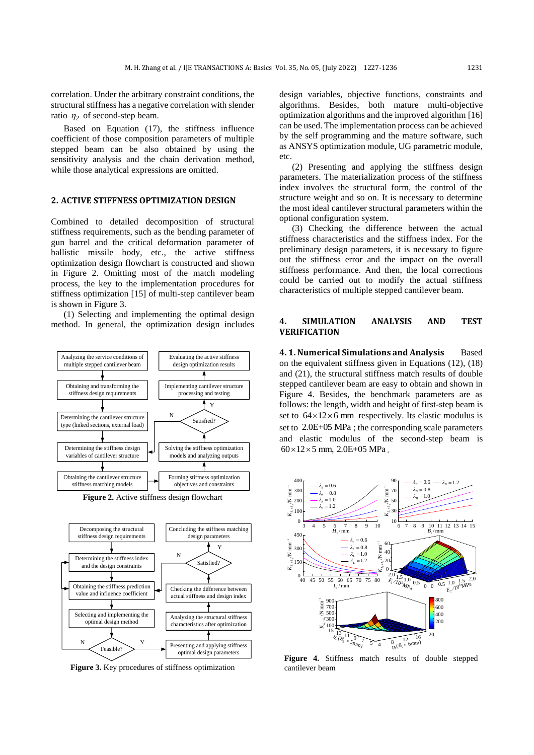correlation. Under the arbitrary constraint conditions, the structural stiffness has a negative correlation with slender ratio $\eta_2$ of second-step beam.

Based on Equation (17), the stiffness influence coefficient of those composition parameters of multiple stepped beam can be also obtained by using the sensitivity analysis and the chain derivation method, while those analytical expressions are omitted.

## 2. ACTIVE STIFFNESS OPTIMIZATION DESIGN

Combined to detailed decomposition of structural stiffness requirements, such as the bending parameter of gun barrel and the critical deformation parameter of ballistic missile body, etc., the active stiffness optimization design flowchart is constructed and shown in Figure 2. Omitting most of the match modeling process, the key to the implementation procedures for stiffness optimization [15] of multi-step cantilever beam is shown in Figure 3.

(1) Selecting and implementing the optimal design method. In general, the optimization design includes design variables, objective functions, constraints and algorithms. Besides, both mature multi-objective optimization algorithms and the improved algorithm [16] can be used. The implementation process can be achieved by the self programming and the mature software, such as ANSYS optimization module, UG parametric module, etc.

(2) Presenting and applying the stiffness design parameters. The materialization process of the stiffness index involves the structural form, the control of the structure weight and so on. It is necessary to determine the most ideal cantilever structural parameters within the optional configuration system.

(3) Checking the difference between the actual stiffness characteristics and the stiffness index. For the preliminary design parameters, it is necessary to figure out the stiffness error and the impact on the overall stiffness performance. And then, the local corrections could be carried out to modify the actual stiffness characteristics of multiple stepped cantilever beam.

**Figure 2.** Active stiffness design flowchart

**Figure 3.** Key procedures of stiffness optimization

## 4. SIMULATION ANALYSIS AND TEST VERIFICATION

**4. 1. Numerical Simulations and Analysis** Based on the equivalent stiffness given in Equations (12), (18) and (21), the structural stiffness match results of double stepped cantilever beam are easy to obtain and shown in Figure 4. Besides, the benchmark parameters are as follows: the length, width and height of first-step beam is set to $64\times12\times6$ mm respectively. Its elastic modulus is set to 2.0E+05 MPa ; the corresponding scale parameters and elastic modulus of the second-step beam is $60\times12\times5$ mm, 2.0E+05 MPa .

**Figure 4.** Stiffness match results of double stepped cantilever beam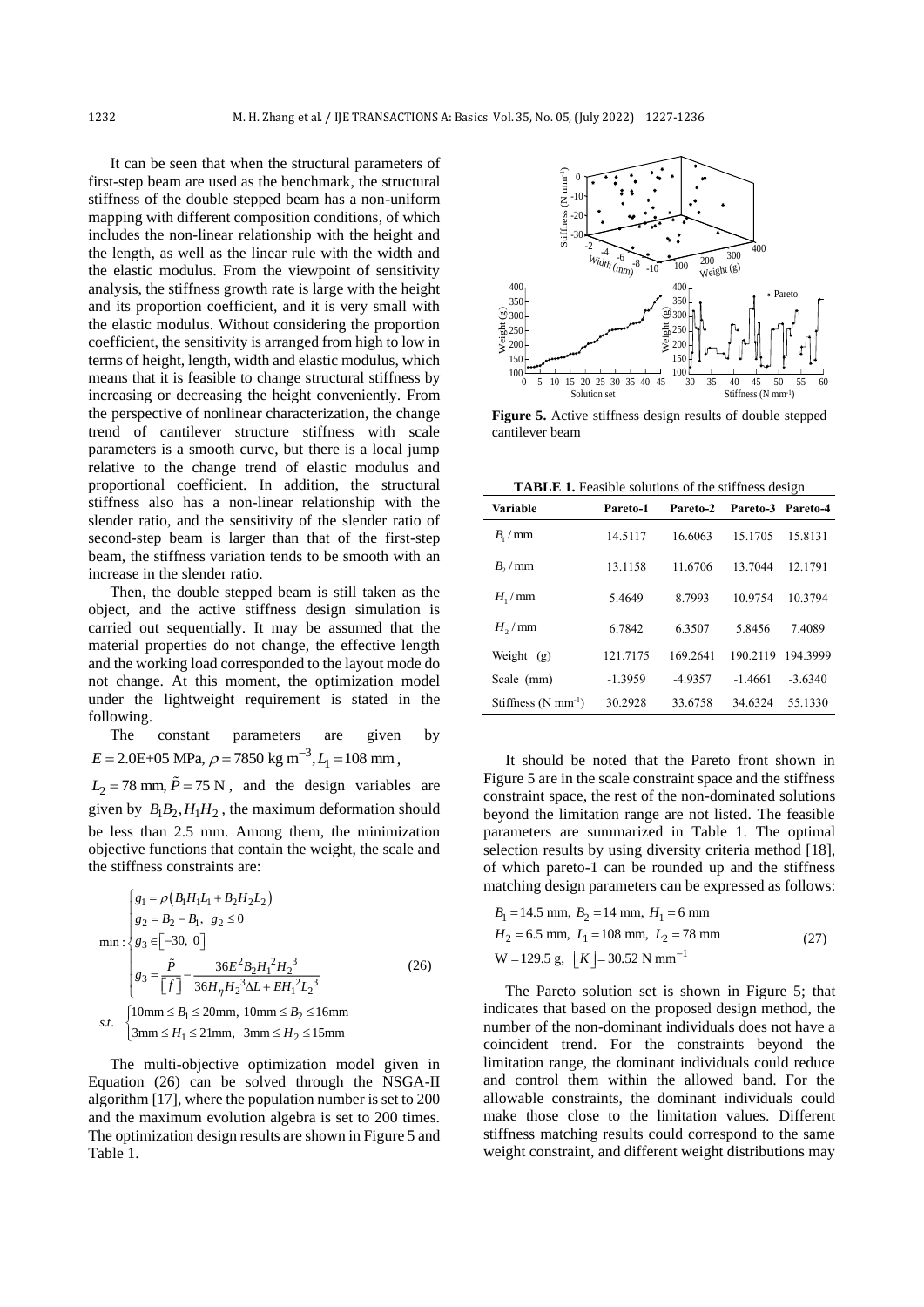It can be seen that when the structural parameters of first-step beam are used as the benchmark, the structural stiffness of the double stepped beam has a non-uniform mapping with different composition conditions, of which includes the non-linear relationship with the height and the length, as well as the linear rule with the width and the elastic modulus. From the viewpoint of sensitivity analysis, the stiffness growth rate is large with the height and its proportion coefficient, and it is very small with the elastic modulus. Without considering the proportion coefficient, the sensitivity is arranged from high to low in terms of height, length, width and elastic modulus, which means that it is feasible to change structural stiffness by increasing or decreasing the height conveniently. From the perspective of nonlinear characterization, the change trend of cantilever structure stiffness with scale parameters is a smooth curve, but there is a local jump relative to the change trend of elastic modulus and proportional coefficient. In addition, the structural stiffness also has a non-linear relationship with the slender ratio, and the sensitivity of the slender ratio of second-step beam is larger than that of the first-step beam, the stiffness variation tends to be smooth with an increase in the slender ratio.

Then, the double stepped beam is still taken as the object, and the active stiffness design simulation is carried out sequentially. It may be assumed that the material properties do not change, the effective length and the working load corresponded to the layout mode do not change. At this moment, the optimization model under the lightweight requirement is stated in the following.

The constant parameters are given by $E = 2.0\text{E+05 MPa}, \rho = 7850 \text{ kg m}^{-3}, L_1 = 108 \text{ mm}$, $L_2 = 78 \text{ mm}, \tilde{P} = 75 \text{ N}$, and the design variables are given by $B_1 B_2, H_1 H_2$, the maximum deformation should be less than 2.5 mm. Among them, the minimization objective functions that contain the weight, the scale and the stiffness constraints are:

$$
\min : \begin{cases} g_1 = \rho\left(B_1 H_1 L_1 + B_2 H_2 L_2\right) \\ g_2 = B_2 - B_1, \ g_2 \le 0 \\ g_3 \in \left[-30, \ 0\right] \\ g_3 = \dfrac{\tilde{P}}{\left[\bar{f}\right]} - \dfrac{36E^2 B_2 H_1{}^2 H_2{}^3}{36 H_\eta H_2{}^3 \Delta L + E H_1{}^2 L_2{}^3} \end{cases} \tag{26}
$$

$$
s.t. \quad \begin{cases} 10\text{mm} \le B_1 \le 20\text{mm}, \ 10\text{mm} \le B_2 \le 16\text{mm} \\ 3\text{mm} \le H_1 \le 21\text{mm}, \ \ 3\text{mm} \le H_2 \le 15\text{mm} \end{cases}
$$

The multi-objective optimization model given in Equation (26) can be solved through the NSGA-II algorithm [17], where the population number is set to 200 and the maximum evolution algebra is set to 200 times. The optimization design results are shown in Figure 5 and Table 1.

**Figure 5.** Active stiffness design results of double stepped cantilever beam

**TABLE 1.** Feasible solutions of the stiffness design

| Variable | Pareto-1 | Pareto-2 | Pareto-3 | Pareto-4 |
|---|---|---|---|---|
| $B_1$ / mm | 14.5117 | 16.6063 | 15.1705 | 15.8131 |
| $B_2$ / mm | 13.1158 | 11.6706 | 13.7044 | 12.1791 |
| $H_1$ / mm | 5.4649 | 8.7993 | 10.9754 | 10.3794 |
| $H_2$ / mm | 6.7842 | 6.3507 | 5.8456 | 7.4089 |
| Weight (g) | 121.7175 | 169.2641 | 190.2119 | 194.3999 |
| Scale (mm) | -1.3959 | -4.9357 | -1.4661 | -3.6340 |
| Stiffness (N mm$^{-1}$) | 30.2928 | 33.6758 | 34.6324 | 55.1330 |

It should be noted that the Pareto front shown in Figure 5 are in the scale constraint space and the stiffness constraint space, the rest of the non-dominated solutions beyond the limitation range are not listed. The feasible parameters are summarized in Table 1. The optimal selection results by using diversity criteria method [18], of which pareto-1 can be rounded up and the stiffness matching design parameters can be expressed as follows:

$$
\begin{aligned} & B_1 = 14.5 \text{ mm}, \ B_2 = 14 \text{ mm}, \ H_1 = 6 \text{ mm} \\ & H_2 = 6.5 \text{ mm}, \ L_1 = 108 \text{ mm}, \ L_2 = 78 \text{ mm} \\ & \text{W} = 129.5 \text{ g}, \ \left[K\right] = 30.52 \text{ N mm}^{-1} \end{aligned} \tag{27}
$$

The Pareto solution set is shown in Figure 5; that indicates that based on the proposed design method, the number of the non-dominant individuals does not have a coincident trend. For the constraints beyond the limitation range, the dominant individuals could reduce and control them within the allowed band. For the allowable constraints, the dominant individuals could make those close to the limitation values. Different stiffness matching results could correspond to the same weight constraint, and different weight distributions may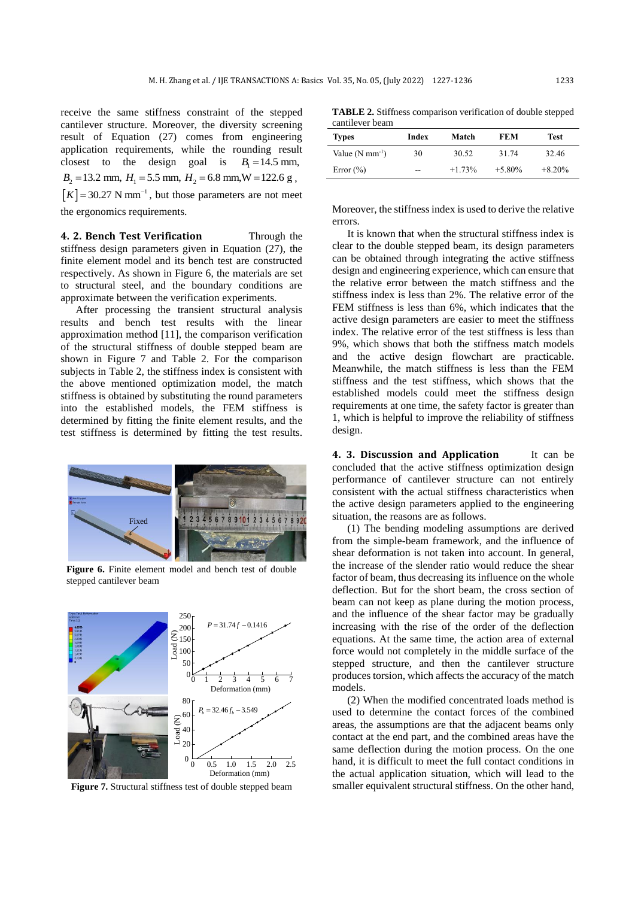receive the same stiffness constraint of the stepped cantilever structure. Moreover, the diversity screening result of Equation (27) comes from engineering application requirements, while the rounding result closest to the design goal is $B_1 = 14.5$ mm, $B_2 = 13.2$ mm, $H_1 = 5.5$ mm, $H_2 = 6.8$ mm, $W = 122.6$ g, $[K] = 30.27$ N mm$^{-1}$, but those parameters are not meet the ergonomics requirements.

**4. 2. Bench Test Verification** Through the stiffness design parameters given in Equation (27), the finite element model and its bench test are constructed respectively. As shown in Figure 6, the materials are set to structural steel, and the boundary conditions are approximate between the verification experiments.

After processing the transient structural analysis results and bench test results with the linear approximation method [11], the comparison verification of the structural stiffness of double stepped beam are shown in Figure 7 and Table 2. For the comparison subjects in Table 2, the stiffness index is consistent with the above mentioned optimization model, the match stiffness is obtained by substituting the round parameters into the established models, the FEM stiffness is determined by fitting the finite element results, and the test stiffness is determined by fitting the test results.

**Figure 6.** Finite element model and bench test of double stepped cantilever beam

**Figure 7.** Structural stiffness test of double stepped beam

**TABLE 2.** Stiffness comparison verification of double stepped cantilever beam

| Types | Index | Match | FEM | Test |
|---|---|---|---|---|
| Value (N mm$^{-1}$) | 30 | 30.52 | 31.74 | 32.46 |
| Error (%) | -- | +1.73% | +5.80% | +8.20% |

Moreover, the stiffness index is used to derive the relative errors.

It is known that when the structural stiffness index is clear to the double stepped beam, its design parameters can be obtained through integrating the active stiffness design and engineering experience, which can ensure that the relative error between the match stiffness and the stiffness index is less than 2%. The relative error of the FEM stiffness is less than 6%, which indicates that the active design parameters are easier to meet the stiffness index. The relative error of the test stiffness is less than 9%, which shows that both the stiffness match models and the active design flowchart are practicable. Meanwhile, the match stiffness is less than the FEM stiffness and the test stiffness, which shows that the established models could meet the stiffness design requirements at one time, the safety factor is greater than 1, which is helpful to improve the reliability of stiffness design.

**4. 3. Discussion and Application** It can be concluded that the active stiffness optimization design performance of cantilever structure can not entirely consistent with the actual stiffness characteristics when the active design parameters applied to the engineering situation, the reasons are as follows.

(1) The bending modeling assumptions are derived from the simple-beam framework, and the influence of shear deformation is not taken into account. In general, the increase of the slender ratio would reduce the shear factor of beam, thus decreasing its influence on the whole deflection. But for the short beam, the cross section of beam can not keep as plane during the motion process, and the influence of the shear factor may be gradually increasing with the rise of the order of the deflection equations. At the same time, the action area of external force would not completely in the middle surface of the stepped structure, and then the cantilever structure produces torsion, which affects the accuracy of the match models.

(2) When the modified concentrated loads method is used to determine the contact forces of the combined areas, the assumptions are that the adjacent beams only contact at the end part, and the combined areas have the same deflection during the motion process. On the one hand, it is difficult to meet the full contact conditions in the actual application situation, which will lead to the smaller equivalent structural stiffness. On the other hand,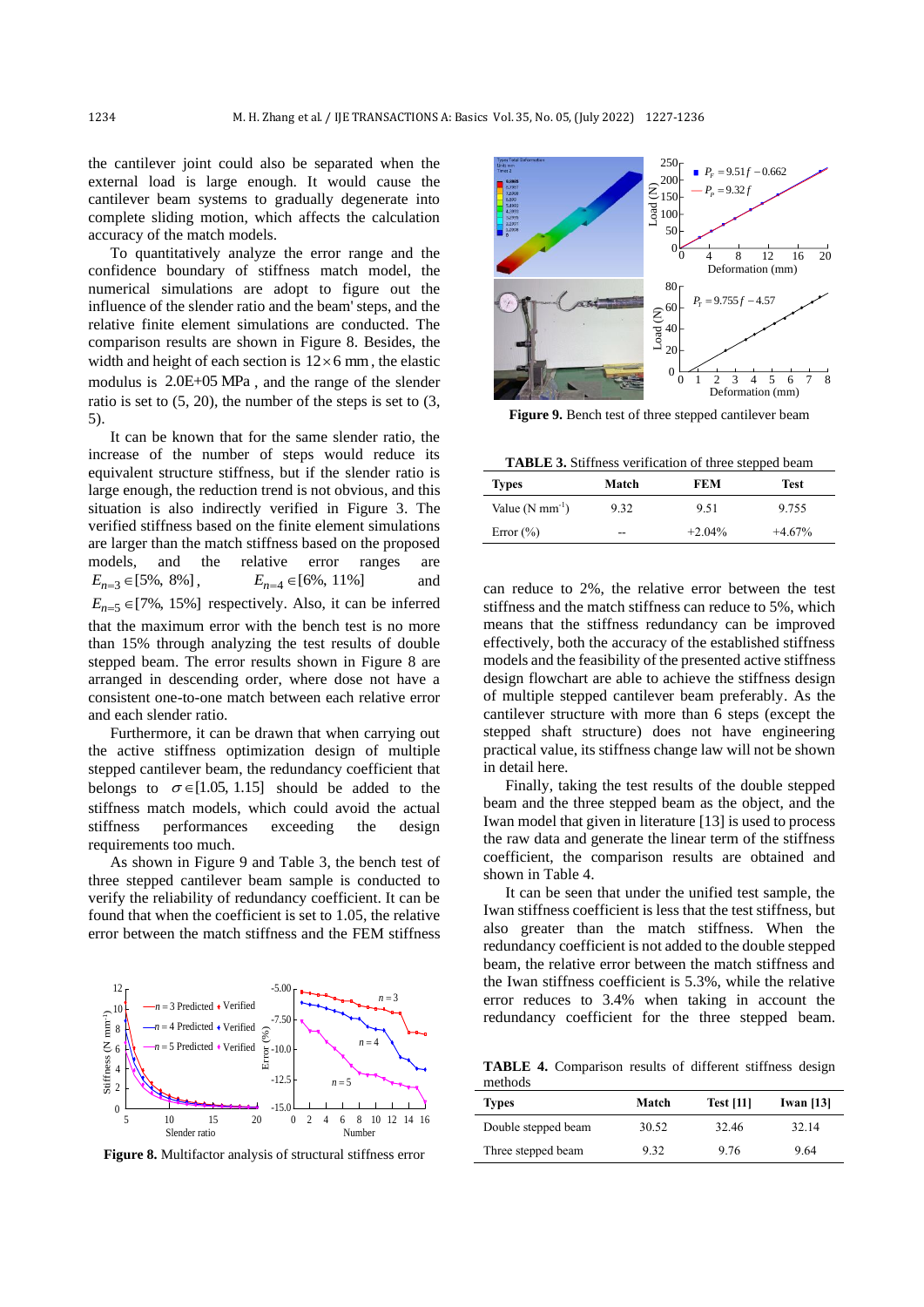the cantilever joint could also be separated when the external load is large enough. It would cause the cantilever beam systems to gradually degenerate into complete sliding motion, which affects the calculation accuracy of the match models.

To quantitatively analyze the error range and the confidence boundary of stiffness match model, the numerical simulations are adopt to figure out the influence of the slender ratio and the beam' steps, and the relative finite element simulations are conducted. The comparison results are shown in Figure 8. Besides, the width and height of each section is $12 \times 6$ mm, the elastic modulus is 2.0E+05 MPa, and the range of the slender ratio is set to (5, 20), the number of the steps is set to (3, 5).

It can be known that for the same slender ratio, the increase of the number of steps would reduce its equivalent structure stiffness, but if the slender ratio is large enough, the reduction trend is not obvious, and this situation is also indirectly verified in Figure 3. The verified stiffness based on the finite element simulations are larger than the match stiffness based on the proposed models, and the relative error ranges are $E_{n=3} \in [5\%, 8\%]$, $E_{n=4} \in [6\%, 11\%]$ and $E_{n=5} \in [7\%, 15\%]$ respectively. Also, it can be inferred that the maximum error with the bench test is no more than 15% through analyzing the test results of double stepped beam. The error results shown in Figure 8 are arranged in descending order, where dose not have a consistent one-to-one match between each relative error and each slender ratio.

Furthermore, it can be drawn that when carrying out the active stiffness optimization design of multiple stepped cantilever beam, the redundancy coefficient that belongs to $\sigma \in [1.05, 1.15]$ should be added to the stiffness match models, which could avoid the actual stiffness performances exceeding the design requirements too much.

As shown in Figure 9 and Table 3, the bench test of three stepped cantilever beam sample is conducted to verify the reliability of redundancy coefficient. It can be found that when the coefficient is set to 1.05, the relative error between the match stiffness and the FEM stiffness can reduce to 2%, the relative error between the test stiffness and the match stiffness can reduce to 5%, which means that the stiffness redundancy can be improved effectively, both the accuracy of the established stiffness models and the feasibility of the presented active stiffness design flowchart are able to achieve the stiffness design of multiple stepped cantilever beam preferably. As the cantilever structure with more than 6 steps (except the stepped shaft structure) does not have engineering practical value, its stiffness change law will not be shown in detail here.

**Figure 8.** Multifactor analysis of structural stiffness error

**Figure 9.** Bench test of three stepped cantilever beam

**TABLE 3.** Stiffness verification of three stepped beam

| Types | Match | FEM | Test |
|---|---|---|---|
| Value (N mm$^{-1}$) | 9.32 | 9.51 | 9.755 |
| Error (%) | -- | +2.04% | +4.67% |

Finally, taking the test results of the double stepped beam and the three stepped beam as the object, and the Iwan model that given in literature [13] is used to process the raw data and generate the linear term of the stiffness coefficient, the comparison results are obtained and shown in Table 4.

It can be seen that under the unified test sample, the Iwan stiffness coefficient is less that the test stiffness, but also greater than the match stiffness. When the redundancy coefficient is not added to the double stepped beam, the relative error between the match stiffness and the Iwan stiffness coefficient is 5.3%, while the relative error reduces to 3.4% when taking in account the redundancy coefficient for the three stepped beam.

**TABLE 4.** Comparison results of different stiffness design methods

| Types | Match | Test [11] | Iwan [13] |
|---|---|---|---|
| Double stepped beam | 30.52 | 32.46 | 32.14 |
| Three stepped beam | 9.32 | 9.76 | 9.64 |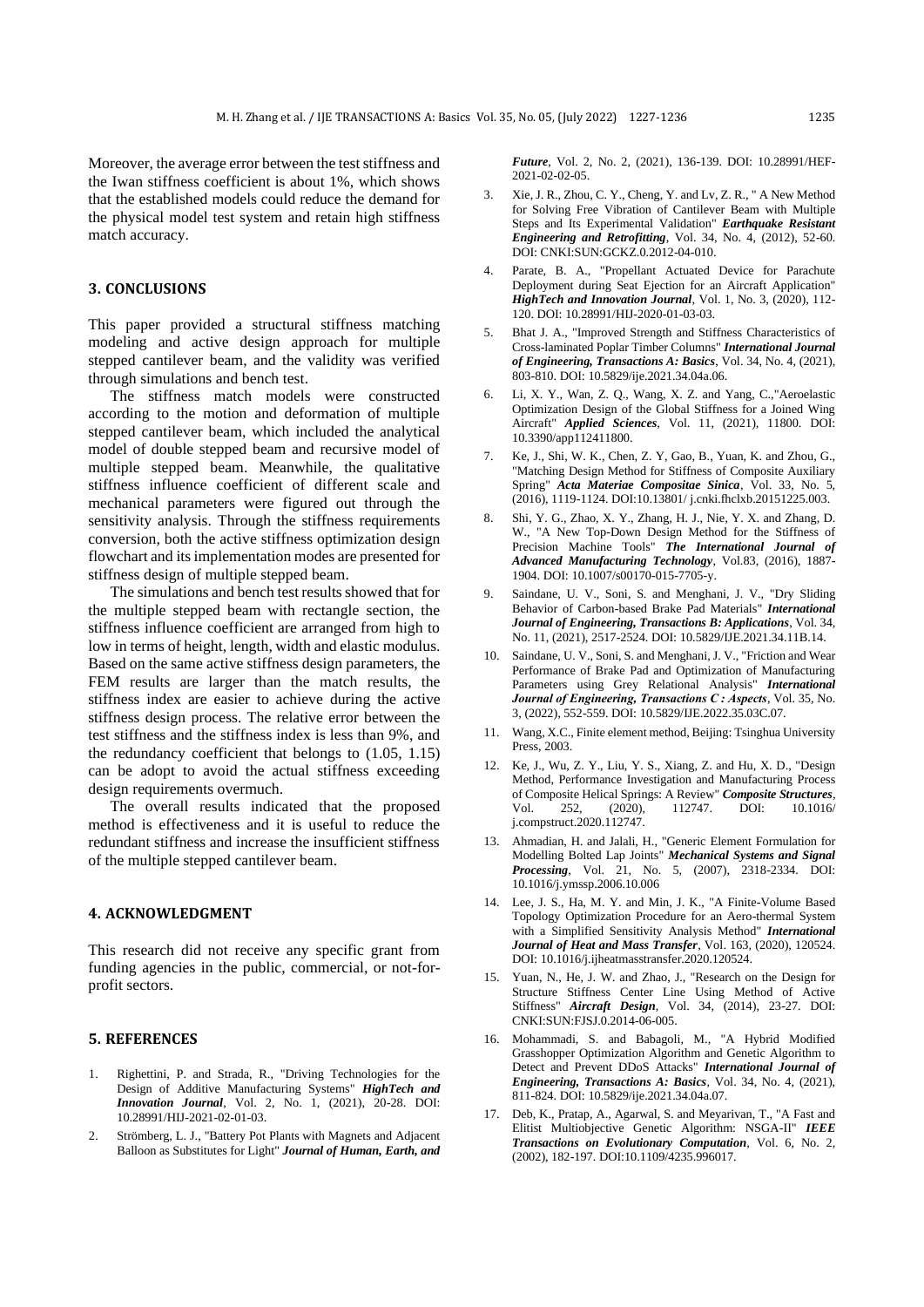Moreover, the average error between the test stiffness and the Iwan stiffness coefficient is about 1%, which shows that the established models could reduce the demand for the physical model test system and retain high stiffness match accuracy.

## 3. CONCLUSIONS

This paper provided a structural stiffness matching modeling and active design approach for multiple stepped cantilever beam, and the validity was verified through simulations and bench test.

The stiffness match models were constructed according to the motion and deformation of multiple stepped cantilever beam, which included the analytical model of double stepped beam and recursive model of multiple stepped beam. Meanwhile, the qualitative stiffness influence coefficient of different scale and mechanical parameters were figured out through the sensitivity analysis. Through the stiffness requirements conversion, both the active stiffness optimization design flowchart and its implementation modes are presented for stiffness design of multiple stepped beam.

The simulations and bench test results showed that for the multiple stepped beam with rectangle section, the stiffness influence coefficient are arranged from high to low in terms of height, length, width and elastic modulus. Based on the same active stiffness design parameters, the FEM results are larger than the match results, the stiffness index are easier to achieve during the active stiffness design process. The relative error between the test stiffness and the stiffness index is less than 9%, and the redundancy coefficient that belongs to (1.05, 1.15) can be adopt to avoid the actual stiffness exceeding design requirements overmuch.

The overall results indicated that the proposed method is effectiveness and it is useful to reduce the redundant stiffness and increase the insufficient stiffness of the multiple stepped cantilever beam.

## 4. ACKNOWLEDGMENT

This research did not receive any specific grant from funding agencies in the public, commercial, or not-for-profit sectors.

## 5. REFERENCES

1. Righettini, P. and Strada, R., "Driving Technologies for the Design of Additive Manufacturing Systems" ***HighTech and Innovation Journal***, Vol. 2, No. 1, (2021), 20-28. DOI: 10.28991/HIJ-2021-02-01-03.
2. Strömberg, L. J., "Battery Pot Plants with Magnets and Adjacent Balloon as Substitutes for Light" ***Journal of Human, Earth, and Future***, Vol. 2, No. 2, (2021), 136-139. DOI: 10.28991/HEF-2021-02-02-05.
3. Xie, J. R., Zhou, C. Y., Cheng, Y. and Lv, Z. R., " A New Method for Solving Free Vibration of Cantilever Beam with Multiple Steps and Its Experimental Validation" ***Earthquake Resistant Engineering and Retrofitting***, Vol. 34, No. 4, (2012), 52-60. DOI: CNKI:SUN:GCKZ.0.2012-04-010.
4. Parate, B. A., "Propellant Actuated Device for Parachute Deployment during Seat Ejection for an Aircraft Application" ***HighTech and Innovation Journal***, Vol. 1, No. 3, (2020), 112-120. DOI: 10.28991/HIJ-2020-01-03-03.
5. Bhat J. A., "Improved Strength and Stiffness Characteristics of Cross-laminated Poplar Timber Columns" ***International Journal of Engineering, Transactions A: Basics***, Vol. 34, No. 4, (2021), 803-810. DOI: 10.5829/ije.2021.34.04a.06.
6. Li, X. Y., Wan, Z. Q., Wang, X. Z. and Yang, C.,"Aeroelastic Optimization Design of the Global Stiffness for a Joined Wing Aircraft" ***Applied Sciences***, Vol. 11, (2021), 11800. DOI: 10.3390/app112411800.
7. Ke, J., Shi, W. K., Chen, Z. Y, Gao, B., Yuan, K. and Zhou, G., "Matching Design Method for Stiffness of Composite Auxiliary Spring" ***Acta Materiae Compositae Sinica***, Vol. 33, No. 5, (2016), 1119-1124. DOI:10.13801/ j.cnki.fhclxb.20151225.003.
8. Shi, Y. G., Zhao, X. Y., Zhang, H. J., Nie, Y. X. and Zhang, D. W., "A New Top-Down Design Method for the Stiffness of Precision Machine Tools" ***The International Journal of Advanced Manufacturing Technology***, Vol.83, (2016), 1887-1904. DOI: 10.1007/s00170-015-7705-y.
9. Saindane, U. V., Soni, S. and Menghani, J. V., "Dry Sliding Behavior of Carbon-based Brake Pad Materials" ***International Journal of Engineering, Transactions B: Applications***, Vol. 34, No. 11, (2021), 2517-2524. DOI: 10.5829/IJE.2021.34.11B.14.
10. Saindane, U. V., Soni, S. and Menghani, J. V., "Friction and Wear Performance of Brake Pad and Optimization of Manufacturing Parameters using Grey Relational Analysis" ***International Journal of Engineering, Transactions C : Aspects***, Vol. 35, No. 3, (2022), 552-559. DOI: 10.5829/IJE.2022.35.03C.07.
11. Wang, X.C., Finite element method, Beijing: Tsinghua University Press, 2003.
12. Ke, J., Wu, Z. Y., Liu, Y. S., Xiang, Z. and Hu, X. D., "Design Method, Performance Investigation and Manufacturing Process of Composite Helical Springs: A Review" ***Composite Structures***, Vol. 252, (2020), 112747. DOI: 10.1016/ j.compstruct.2020.112747.
13. Ahmadian, H. and Jalali, H., "Generic Element Formulation for Modelling Bolted Lap Joints" ***Mechanical Systems and Signal Processing***, Vol. 21, No. 5, (2007), 2318-2334. DOI: 10.1016/j.ymssp.2006.10.006
14. Lee, J. S., Ha, M. Y. and Min, J. K., "A Finite-Volume Based Topology Optimization Procedure for an Aero-thermal System with a Simplified Sensitivity Analysis Method" ***International Journal of Heat and Mass Transfer***, Vol. 163, (2020), 120524. DOI: 10.1016/j.ijheatmasstransfer.2020.120524.
15. Yuan, N., He, J. W. and Zhao, J., "Research on the Design for Structure Stiffness Center Line Using Method of Active Stiffness" ***Aircraft Design***, Vol. 34, (2014), 23-27. DOI: CNKI:SUN:FJSJ.0.2014-06-005.
16. Mohammadi, S. and Babagoli, M., "A Hybrid Modified Grasshopper Optimization Algorithm and Genetic Algorithm to Detect and Prevent DDoS Attacks" ***International Journal of Engineering, Transactions A: Basics***, Vol. 34, No. 4, (2021), 811-824. DOI: 10.5829/ije.2021.34.04a.07.
17. Deb, K., Pratap, A., Agarwal, S. and Meyarivan, T., "A Fast and Elitist Multiobjective Genetic Algorithm: NSGA-II" ***IEEE Transactions on Evolutionary Computation***, Vol. 6, No. 2, (2002), 182-197. DOI:10.1109/4235.996017.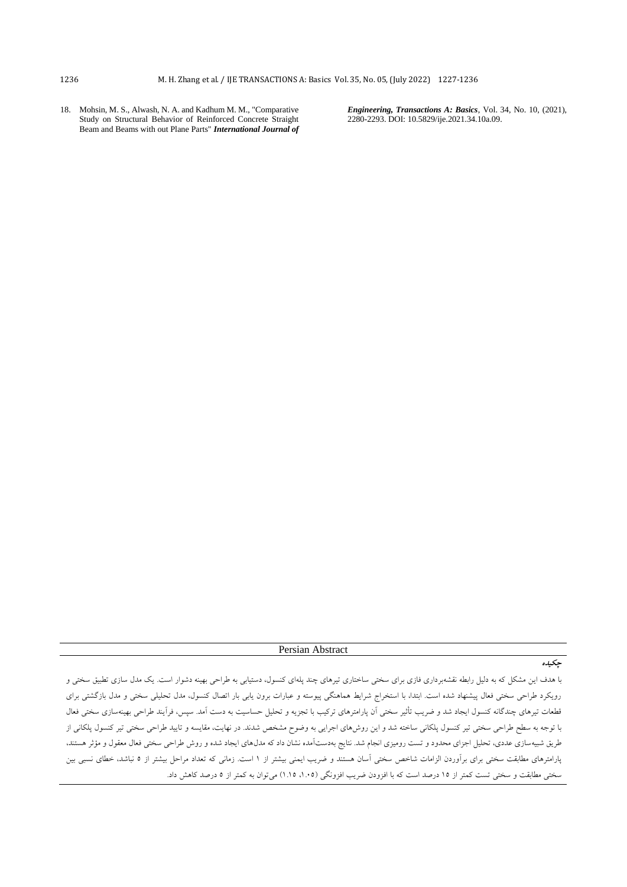18. Mohsin, M. S., Alwash, N. A. and Kadhum M. M., "Comparative Study on Structural Behavior of Reinforced Concrete Straight Beam and Beams with out Plane Parts" ***International Journal of Engineering, Transactions A: Basics***, Vol. 34, No. 10, (2021), 2280-2293. DOI: 10.5829/ije.2021.34.10a.09.

## Persian Abstract

**چکیده**

با هدف این مشکل که به دلیل رابطه نقشه‌برداری فازی برای سختی ساختاری تیرهای چند پله‌ای کنسول، دستیابی به طراحی بهینه دشوار است. یک مدل سازی تطبیق سختی و رویکرد طراحی سختی فعال پیشنهاد شده است. ابتدا، با استخراج شرایط هماهنگی پیوسته و عبارات برون یابی بار اتصال کنسول، مدل تحلیلی سختی و مدل بازگشتی سختی برای قطعات تیرهای چندگانه کنسول ایجاد شد و ضریب تأثیر سختی آن پارامترهای ترکیب با تجزیه و تحلیل حساسیت به دست آمد. سپس، فرآیند طراحی بهینه‌سازی سختی فعال با توجه به سطح طراحی سختی تیر کنسول پلکانی ساخته شد و این روش‌های اجرایی به وضوح مشخص شدند. در نهایت، مقایسه و تایید طراحی سختی تیر کنسول پلکانی از طریق شبیه‌سازی عددی، تحلیل اجزای محدود و تست رومیزی انجام شد. نتایج به‌دست‌آمده نشان داد که مدل‌های ایجاد شده و روش طراحی سختی فعال معقول و مؤثر هستند، پارامترهای مطابقت سختی برای برآوردن الزامات شاخص سختی آسان هستند و ضریب ایمنی بیشتر از ۱ است. زمانی که تعداد مراحل بیشتر از ۵ نباشد، خطای نسبی بین سختی مطابقت و سختی تست کمتر از ۱۵ درصد است که با افزودن ضریب افزونگی (۱.۰۵، ۱.۱۵) می‌توان به کمتر از ۵ درصد کاهش داد.